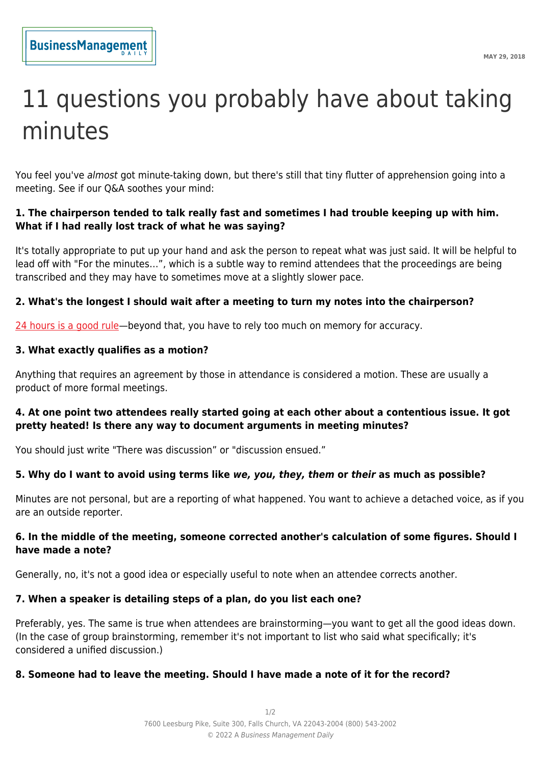# 11 questions you probably have about taking minutes

You feel you've *almost* got minute-taking down, but there's still that tiny flutter of apprehension going into a meeting. See if our Q&A soothes your mind:

**1. The chairperson tended to talk really fast and sometimes I had trouble keeping up with him. What if I had really lost track of what he was saying?**

It's totally appropriate to put up your hand and ask the person to repeat what was just said. It will be helpful to lead off with "For the minutes…", which is a subtle way to remind attendees that the proceedings are being transcribed and they may have to sometimes move at a slightly slower pace.

**2. What's the longest I should wait after a meeting to turn my notes into the chairperson?**

24 hours is a good rule—beyond that, you have to rely too much on memory for accuracy.

**3. What exactly qualifies as a motion?**

Anything that requires an agreement by those in attendance is considered a motion. These are usually a product of more formal meetings.

**4. At one point two attendees really started going at each other about a contentious issue. It got pretty heated! Is there any way to document arguments in meeting minutes?**

You should just write "There was discussion" or "discussion ensued."

**5. Why do I want to avoid using terms like *we, you, they, them* or *their* as much as possible?**

Minutes are not personal, but are a reporting of what happened. You want to achieve a detached voice, as if you are an outside reporter.

**6. In the middle of the meeting, someone corrected another's calculation of some figures. Should I have made a note?**

Generally, no, it's not a good idea or especially useful to note when an attendee corrects another.

**7. When a speaker is detailing steps of a plan, do you list each one?**

Preferably, yes. The same is true when attendees are brainstorming—you want to get all the good ideas down. (In the case of group brainstorming, remember it's not important to list who said what specifically; it's considered a unified discussion.)

**8. Someone had to leave the meeting. Should I have made a note of it for the record?**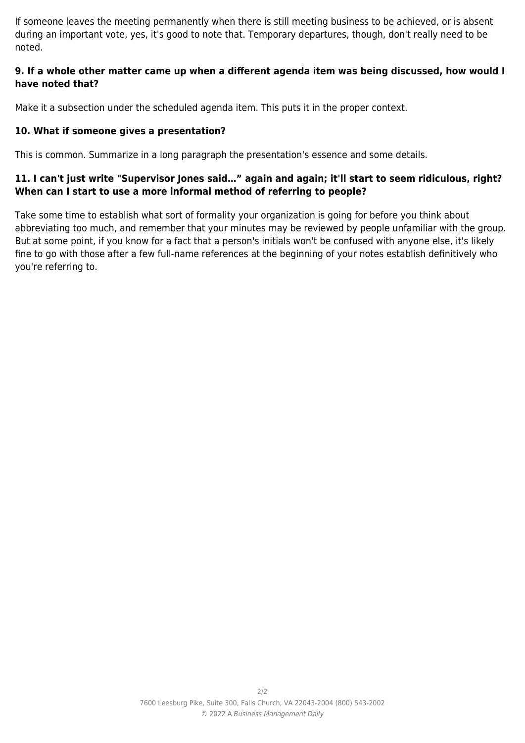If someone leaves the meeting permanently when there is still meeting business to be achieved, or is absent during an important vote, yes, it's good to note that. Temporary departures, though, don't really need to be noted.

**9. If a whole other matter came up when a different agenda item was being discussed, how would I have noted that?**

Make it a subsection under the scheduled agenda item. This puts it in the proper context.

**10. What if someone gives a presentation?**

This is common. Summarize in a long paragraph the presentation's essence and some details.

**11. I can't just write "Supervisor Jones said…" again and again; it'll start to seem ridiculous, right? When can I start to use a more informal method of referring to people?**

Take some time to establish what sort of formality your organization is going for before you think about abbreviating too much, and remember that your minutes may be reviewed by people unfamiliar with the group. But at some point, if you know for a fact that a person's initials won't be confused with anyone else, it's likely fine to go with those after a few full-name references at the beginning of your notes establish definitively who you're referring to.